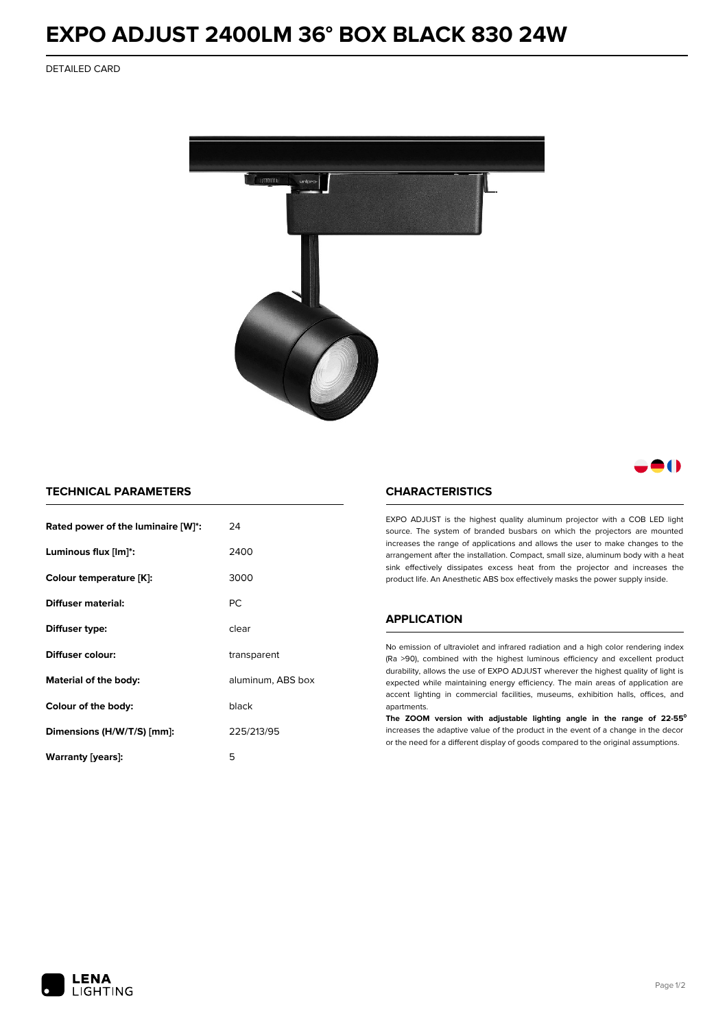# EXPO ADJUST 2400LM 36° BOX BLACK 830 24W

DETAILED CARD

## TECHNICAL PARAMETERS

| | |
|---|---|
| **Rated power of the luminaire [W]*:** | 24 |
| **Luminous flux [lm]*:** | 2400 |
| **Colour temperature [K]:** | 3000 |
| **Diffuser material:** | PC |
| **Diffuser type:** | clear |
| **Diffuser colour:** | transparent |
| **Material of the body:** | aluminum, ABS box |
| **Colour of the body:** | black |
| **Dimensions (H/W/T/S) [mm]:** | 225/213/95 |
| **Warranty [years]:** | 5 |

## CHARACTERISTICS

EXPO ADJUST is the highest quality aluminum projector with a COB LED light source. The system of branded busbars on which the projectors are mounted increases the range of applications and allows the user to make changes to the arrangement after the installation. Compact, small size, aluminum body with a heat sink effectively dissipates excess heat from the projector and increases the product life. An Anesthetic ABS box effectively masks the power supply inside.

## APPLICATION

No emission of ultraviolet and infrared radiation and a high color rendering index (Ra >90), combined with the highest luminous efficiency and excellent product durability, allows the use of EXPO ADJUST wherever the highest quality of light is expected while maintaining energy efficiency. The main areas of application are accent lighting in commercial facilities, museums, exhibition halls, offices, and apartments.

**The ZOOM version with adjustable lighting angle in the range of 22-55°** increases the adaptive value of the product in the event of a change in the decor or the need for a different display of goods compared to the original assumptions.

LENA LIGHTING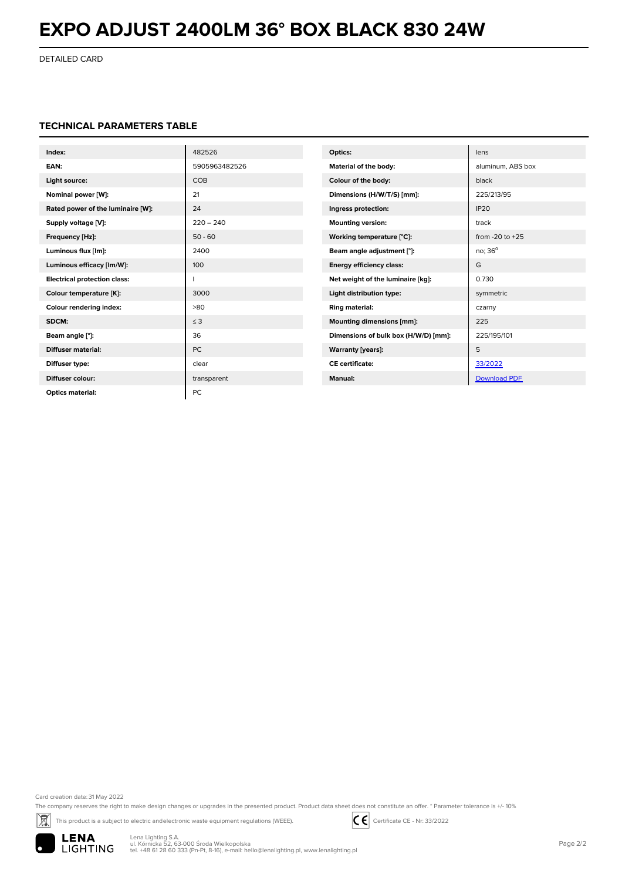# EXPO ADJUST 2400LM 36° BOX BLACK 830 24W

DETAILED CARD

### TECHNICAL PARAMETERS TABLE

| | |
|---|---|
| **Index:** | 482526 |
| **EAN:** | 5905963482526 |
| **Light source:** | COB |
| **Nominal power [W]:** | 21 |
| **Rated power of the luminaire [W]:** | 24 |
| **Supply voltage [V]:** | 220 – 240 |
| **Frequency [Hz]:** | 50 - 60 |
| **Luminous flux [lm]:** | 2400 |
| **Luminous efficacy [lm/W]:** | 100 |
| **Electrical protection class:** | I |
| **Colour temperature [K]:** | 3000 |
| **Colour rendering index:** | >80 |
| **SDCM:** | ≤ 3 |
| **Beam angle [°]:** | 36 |
| **Diffuser material:** | PC |
| **Diffuser type:** | clear |
| **Diffuser colour:** | transparent |
| **Optics material:** | PC |
| **Optics:** | lens |
| **Material of the body:** | aluminum, ABS box |
| **Colour of the body:** | black |
| **Dimensions (H/W/T/S) [mm]:** | 225/213/95 |
| **Ingress protection:** | IP20 |
| **Mounting version:** | track |
| **Working temperature [°C]:** | from -20 to +25 |
| **Beam angle adjustment [°]:** | no; 36° |
| **Energy efficiency class:** | G |
| **Net weight of the luminaire [kg]:** | 0.730 |
| **Light distribution type:** | symmetric |
| **Ring material:** | czarny |
| **Mounting dimensions [mm]:** | 225 |
| **Dimensions of bulk box (H/W/D) [mm]:** | 225/195/101 |
| **Warranty [years]:** | 5 |
| **CE certificate:** | 33/2022 |
| **Manual:** | Download PDF |

Card creation date: 31 May 2022

The company reserves the right to make design changes or upgrades in the presented product. Product data sheet does not constitute an offer. * Parameter tolerance is +/- 10%

This product is a subject to electric andelectronic waste equipment regulations (WEEE).

Certificate CE - Nr: 33/2022

Lena Lighting S.A.
ul. Kórnicka 52, 63-000 Środa Wielkopolska
tel. +48 61 28 60 333 (Pn-Pt, 8-16), e-mail: hello@lenalighting.pl, www.lenalighting.pl